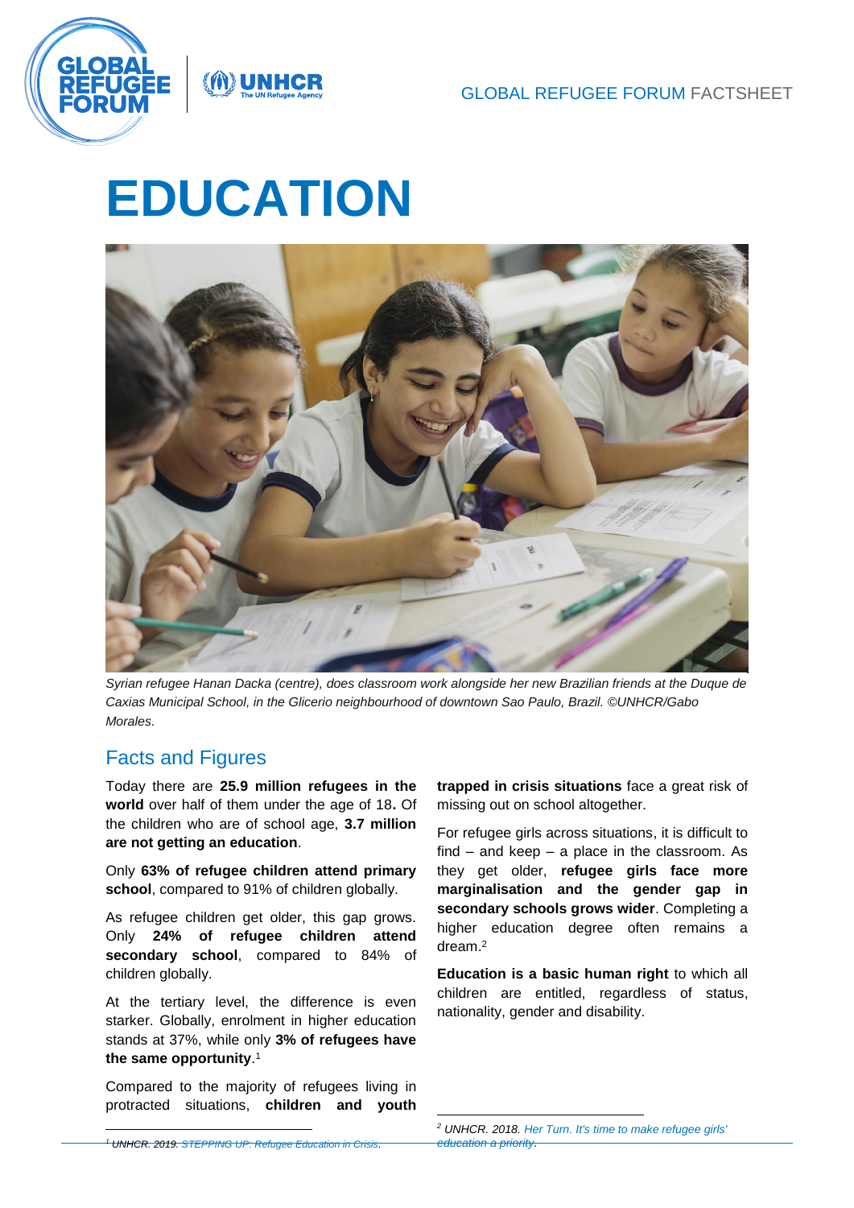GLOBAL REFUGEE FORUM FACTSHEET

# EDUCATION

*Syrian refugee Hanan Dacka (centre), does classroom work alongside her new Brazilian friends at the Duque de Caxias Municipal School, in the Glicerio neighbourhood of downtown Sao Paulo, Brazil. ©UNHCR/Gabo Morales.*

## Facts and Figures

Today there are **25.9 million refugees in the world** over half of them under the age of 18**.** Of the children who are of school age, **3.7 million are not getting an education**.

Only **63% of refugee children attend primary school**, compared to 91% of children globally.

As refugee children get older, this gap grows. Only **24% of refugee children attend secondary school**, compared to 84% of children globally.

At the tertiary level, the difference is even starker. Globally, enrolment in higher education stands at 37%, while only **3% of refugees have the same opportunity**.[1]

Compared to the majority of refugees living in protracted situations, **children and youth trapped in crisis situations** face a great risk of missing out on school altogether.

For refugee girls across situations, it is difficult to find – and keep – a place in the classroom. As they get older, **refugee girls face more marginalisation and the gender gap in secondary schools grows wider**. Completing a higher education degree often remains a dream.[2]

**Education is a basic human right** to which all children are entitled, regardless of status, nationality, gender and disability.

[1] *UNHCR. 2019. STEPPING UP: Refugee Education in Crisis.*

[2] *UNHCR. 2018. Her Turn. It's time to make refugee girls' education a priority.*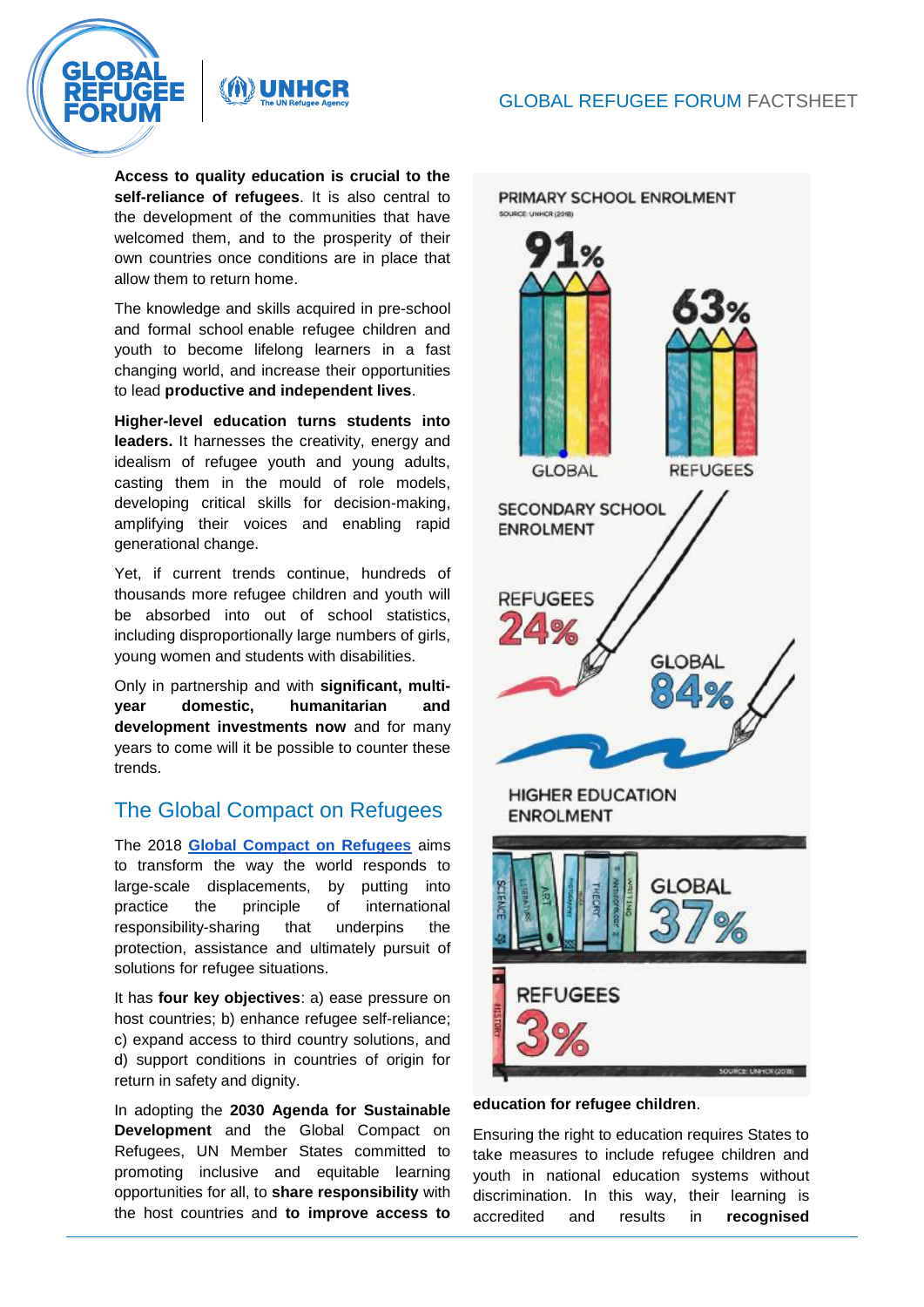**Access to quality education is crucial to the self-reliance of refugees**. It is also central to the development of the communities that have welcomed them, and to the prosperity of their own countries once conditions are in place that allow them to return home.

The knowledge and skills acquired in pre-school and formal school enable refugee children and youth to become lifelong learners in a fast changing world, and increase their opportunities to lead **productive and independent lives**.

**Higher-level education turns students into leaders.** It harnesses the creativity, energy and idealism of refugee youth and young adults, casting them in the mould of role models, developing critical skills for decision-making, amplifying their voices and enabling rapid generational change.

Yet, if current trends continue, hundreds of thousands more refugee children and youth will be absorbed into out of school statistics, including disproportionally large numbers of girls, young women and students with disabilities.

Only in partnership and with **significant, multi-year domestic, humanitarian and development investments now** and for many years to come will it be possible to counter these trends.

## The Global Compact on Refugees

The 2018 **Global Compact on Refugees** aims to transform the way the world responds to large-scale displacements, by putting into practice the principle of international responsibility-sharing that underpins the protection, assistance and ultimately pursuit of solutions for refugee situations.

It has **four key objectives**: a) ease pressure on host countries; b) enhance refugee self-reliance; c) expand access to third country solutions, and d) support conditions in countries of origin for return in safety and dignity.

In adopting the **2030 Agenda for Sustainable Development** and the Global Compact on Refugees, UN Member States committed to promoting inclusive and equitable learning opportunities for all, to **share responsibility** with the host countries and **to improve access to education for refugee children**.

PRIMARY SCHOOL ENROLMENT
SOURCE: UNHCR (2018)

| | Global | Refugees |
|---|---|---|
| Primary school enrolment | 91% | 63% |
| Secondary school enrolment | 84% | 24% |
| Higher education enrolment | 37% | 3% |

SOURCE: UNHCR (2018)

Ensuring the right to education requires States to take measures to include refugee children and youth in national education systems without discrimination. In this way, their learning is accredited and results in **recognised**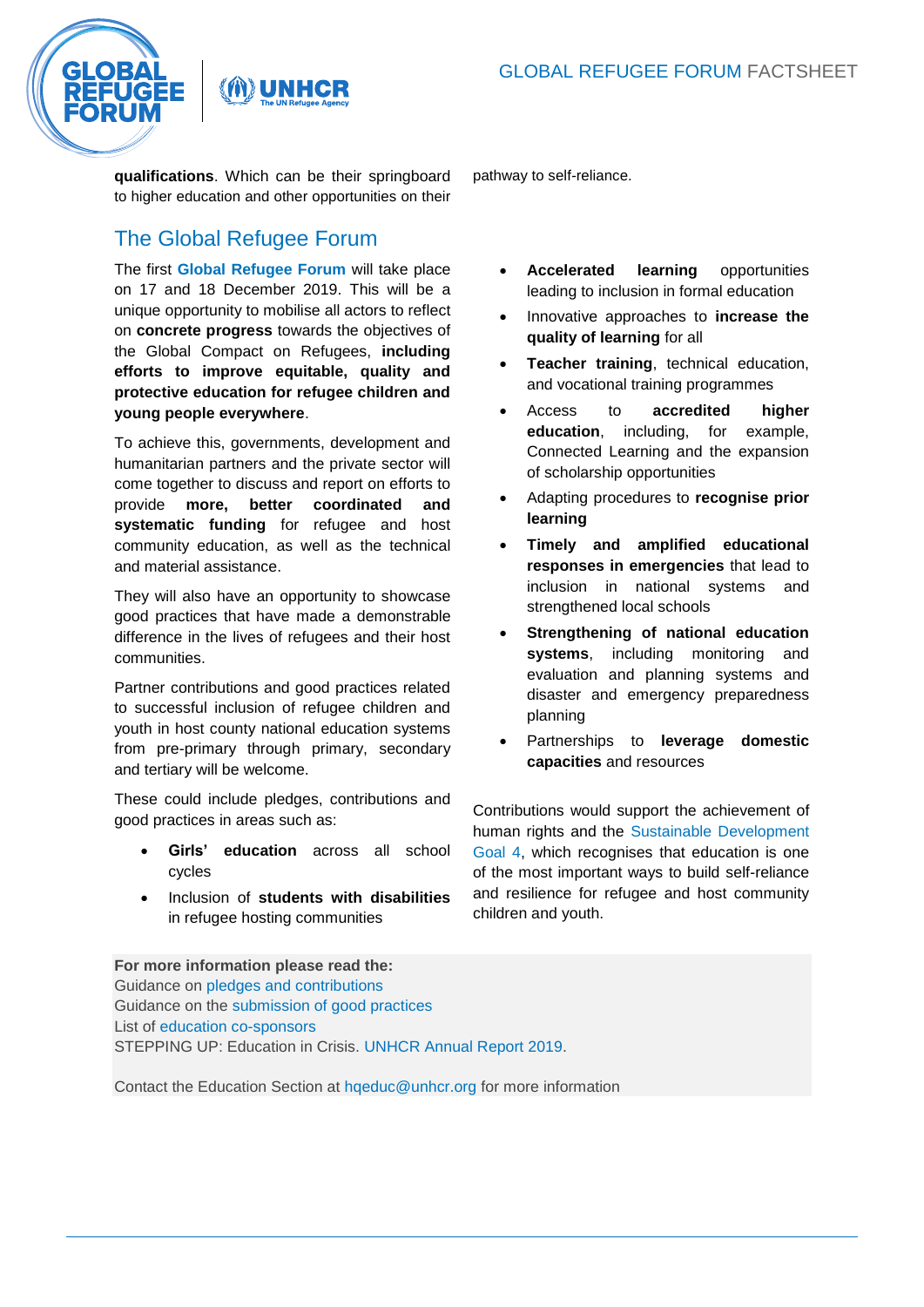**qualifications**. Which can be their springboard to higher education and other opportunities on their pathway to self-reliance.

## The Global Refugee Forum

The first **Global Refugee Forum** will take place on 17 and 18 December 2019. This will be a unique opportunity to mobilise all actors to reflect on **concrete progress** towards the objectives of the Global Compact on Refugees, **including efforts to improve equitable, quality and protective education for refugee children and young people everywhere**.

To achieve this, governments, development and humanitarian partners and the private sector will come together to discuss and report on efforts to provide **more, better coordinated and systematic funding** for refugee and host community education, as well as the technical and material assistance.

They will also have an opportunity to showcase good practices that have made a demonstrable difference in the lives of refugees and their host communities.

Partner contributions and good practices related to successful inclusion of refugee children and youth in host county national education systems from pre-primary through primary, secondary and tertiary will be welcome.

These could include pledges, contributions and good practices in areas such as:

- **Girls' education** across all school cycles
- Inclusion of **students with disabilities** in refugee hosting communities
- **Accelerated learning** opportunities leading to inclusion in formal education
- Innovative approaches to **increase the quality of learning** for all
- **Teacher training**, technical education, and vocational training programmes
- Access to **accredited higher education**, including, for example, Connected Learning and the expansion of scholarship opportunities
- Adapting procedures to **recognise prior learning**
- **Timely and amplified educational responses in emergencies** that lead to inclusion in national systems and strengthened local schools
- **Strengthening of national education systems**, including monitoring and evaluation and planning systems and disaster and emergency preparedness planning
- Partnerships to **leverage domestic capacities** and resources

Contributions would support the achievement of human rights and the Sustainable Development Goal 4, which recognises that education is one of the most important ways to build self-reliance and resilience for refugee and host community children and youth.

**For more information please read the:**
Guidance on pledges and contributions
Guidance on the submission of good practices
List of education co-sponsors
STEPPING UP: Education in Crisis. UNHCR Annual Report 2019.

Contact the Education Section at hqeduc@unhcr.org for more information